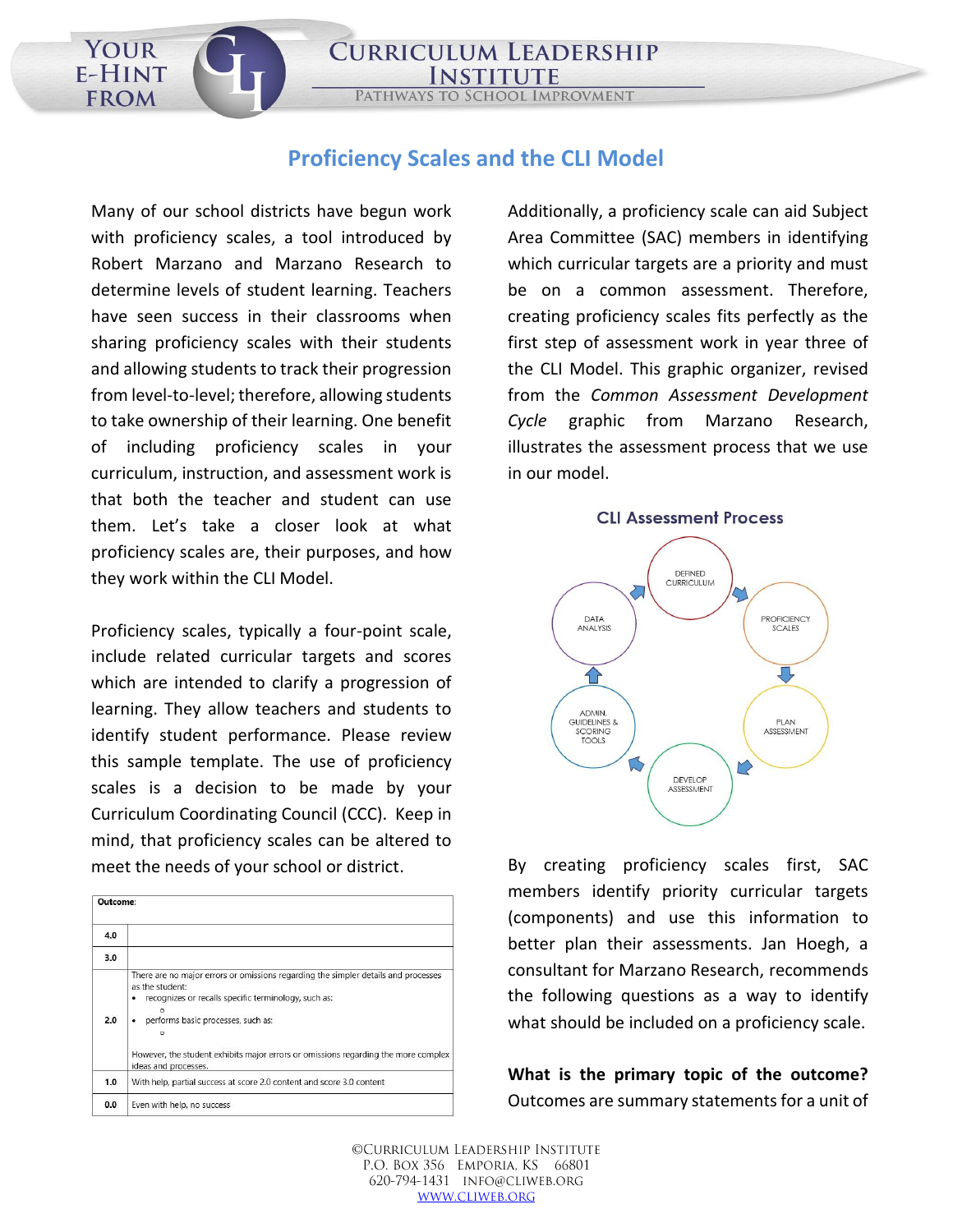# Proficiency Scales and the CLI Model

Many of our school districts have begun work with proficiency scales, a tool introduced by Robert Marzano and Marzano Research to determine levels of student learning. Teachers have seen success in their classrooms when sharing proficiency scales with their students and allowing students to track their progression from level-to-level; therefore, allowing students to take ownership of their learning. One benefit of including proficiency scales in your curriculum, instruction, and assessment work is that both the teacher and student can use them. Let's take a closer look at what proficiency scales are, their purposes, and how they work within the CLI Model.

Proficiency scales, typically a four-point scale, include related curricular targets and scores which are intended to clarify a progression of learning. They allow teachers and students to identify student performance. Please review this sample template. The use of proficiency scales is a decision to be made by your Curriculum Coordinating Council (CCC). Keep in mind, that proficiency scales can be altered to meet the needs of your school or district.

| **Outcome**: | |
|---|---|
| 4.0 | |
| 3.0 | |
| 2.0 | There are no major errors or omissions regarding the simpler details and processes as the student:<br>• recognizes or recalls specific terminology, such as:<br>  ○<br>• performs basic processes, such as:<br>  ○<br>However, the student exhibits major errors or omissions regarding the more complex ideas and processes. |
| 1.0 | With help, partial success at score 2.0 content and score 3.0 content |
| 0.0 | Even with help, no success |

Additionally, a proficiency scale can aid Subject Area Committee (SAC) members in identifying which curricular targets are a priority and must be on a common assessment. Therefore, creating proficiency scales fits perfectly as the first step of assessment work in year three of the CLI Model. This graphic organizer, revised from the *Common Assessment Development Cycle* graphic from Marzano Research, illustrates the assessment process that we use in our model.

**CLI Assessment Process**

DEFINED CURRICULUM → PROFICIENCY SCALES → PLAN ASSESSMENT → DEVELOP ASSESSMENT → ADMIN. GUIDELINES & SCORING TOOLS → DATA ANALYSIS → DEFINED CURRICULUM

By creating proficiency scales first, SAC members identify priority curricular targets (components) and use this information to better plan their assessments. Jan Hoegh, a consultant for Marzano Research, recommends the following questions as a way to identify what should be included on a proficiency scale.

**What is the primary topic of the outcome?** Outcomes are summary statements for a unit of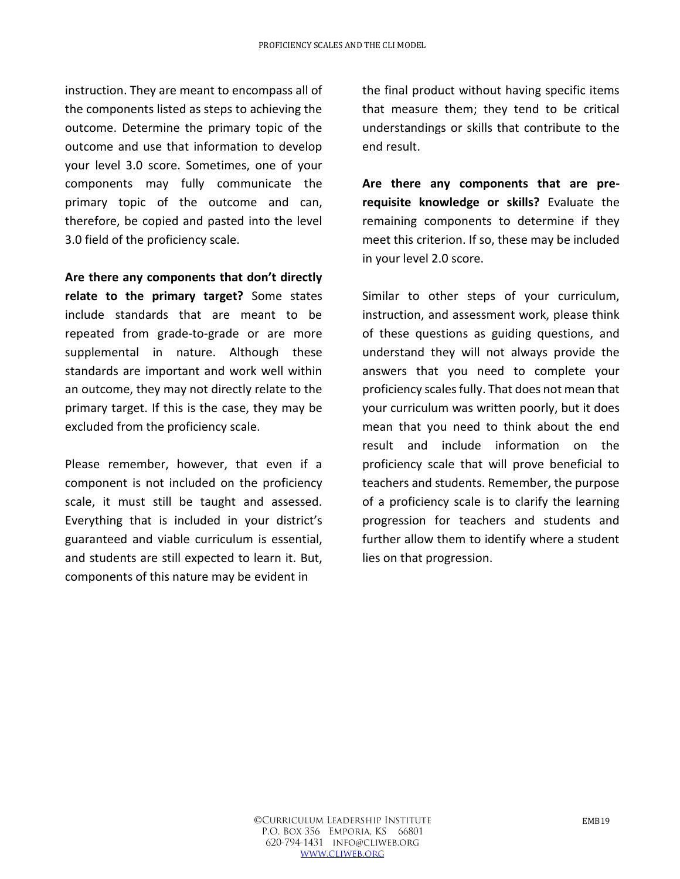instruction. They are meant to encompass all of the components listed as steps to achieving the outcome. Determine the primary topic of the outcome and use that information to develop your level 3.0 score. Sometimes, one of your components may fully communicate the primary topic of the outcome and can, therefore, be copied and pasted into the level 3.0 field of the proficiency scale.

**Are there any components that don't directly relate to the primary target?** Some states include standards that are meant to be repeated from grade-to-grade or are more supplemental in nature. Although these standards are important and work well within an outcome, they may not directly relate to the primary target. If this is the case, they may be excluded from the proficiency scale.

Please remember, however, that even if a component is not included on the proficiency scale, it must still be taught and assessed. Everything that is included in your district's guaranteed and viable curriculum is essential, and students are still expected to learn it. But, components of this nature may be evident in the final product without having specific items that measure them; they tend to be critical understandings or skills that contribute to the end result.

**Are there any components that are pre-requisite knowledge or skills?** Evaluate the remaining components to determine if they meet this criterion. If so, these may be included in your level 2.0 score.

Similar to other steps of your curriculum, instruction, and assessment work, please think of these questions as guiding questions, and understand they will not always provide the answers that you need to complete your proficiency scales fully. That does not mean that your curriculum was written poorly, but it does mean that you need to think about the end result and include information on the proficiency scale that will prove beneficial to teachers and students. Remember, the purpose of a proficiency scale is to clarify the learning progression for teachers and students and further allow them to identify where a student lies on that progression.